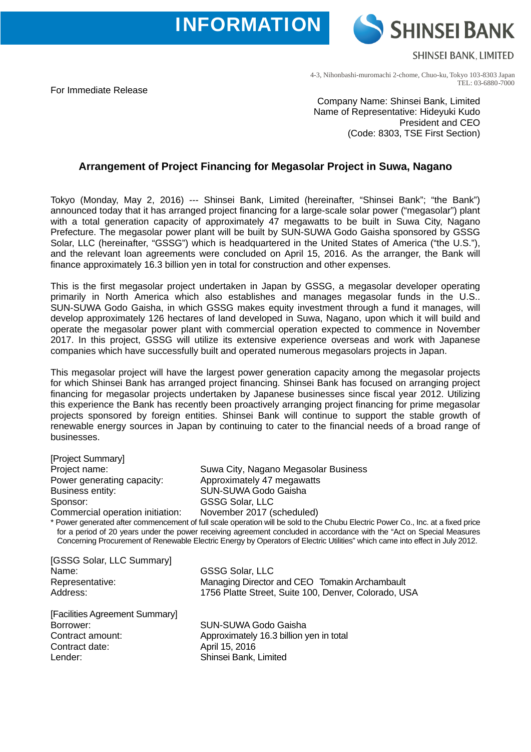INFORMATION

SHINSEI BANK

SHINSEI BANK, LIMITED

4-3, Nihonbashi-muromachi 2-chome, Chuo-ku, Tokyo 103-8303 Japan
TEL: 03-6880-7000

For Immediate Release

Company Name: Shinsei Bank, Limited
Name of Representative: Hideyuki Kudo
President and CEO
(Code: 8303, TSE First Section)

## Arrangement of Project Financing for Megasolar Project in Suwa, Nagano

Tokyo (Monday, May 2, 2016) --- Shinsei Bank, Limited (hereinafter, "Shinsei Bank"; "the Bank") announced today that it has arranged project financing for a large-scale solar power ("megasolar") plant with a total generation capacity of approximately 47 megawatts to be built in Suwa City, Nagano Prefecture. The megasolar power plant will be built by SUN-SUWA Godo Gaisha sponsored by GSSG Solar, LLC (hereinafter, "GSSG") which is headquartered in the United States of America ("the U.S."), and the relevant loan agreements were concluded on April 15, 2016. As the arranger, the Bank will finance approximately 16.3 billion yen in total for construction and other expenses.

This is the first megasolar project undertaken in Japan by GSSG, a megasolar developer operating primarily in North America which also establishes and manages megasolar funds in the U.S.. SUN-SUWA Godo Gaisha, in which GSSG makes equity investment through a fund it manages, will develop approximately 126 hectares of land developed in Suwa, Nagano, upon which it will build and operate the megasolar power plant with commercial operation expected to commence in November 2017. In this project, GSSG will utilize its extensive experience overseas and work with Japanese companies which have successfully built and operated numerous megasolars projects in Japan.

This megasolar project will have the largest power generation capacity among the megasolar projects for which Shinsei Bank has arranged project financing. Shinsei Bank has focused on arranging project financing for megasolar projects undertaken by Japanese businesses since fiscal year 2012. Utilizing this experience the Bank has recently been proactively arranging project financing for prime megasolar projects sponsored by foreign entities. Shinsei Bank will continue to support the stable growth of renewable energy sources in Japan by continuing to cater to the financial needs of a broad range of businesses.

[Project Summary]

| | |
|---|---|
| Project name: | Suwa City, Nagano Megasolar Business |
| Power generating capacity: | Approximately 47 megawatts |
| Business entity: | SUN-SUWA Godo Gaisha |
| Sponsor: | GSSG Solar, LLC |
| Commercial operation initiation: | November 2017 (scheduled) |

* Power generated after commencement of full scale operation will be sold to the Chubu Electric Power Co., Inc. at a fixed price for a period of 20 years under the power receiving agreement concluded in accordance with the "Act on Special Measures Concerning Procurement of Renewable Electric Energy by Operators of Electric Utilities" which came into effect in July 2012.

[GSSG Solar, LLC Summary]

| | |
|---|---|
| Name: | GSSG Solar, LLC |
| Representative: | Managing Director and CEO Tomakin Archambault |
| Address: | 1756 Platte Street, Suite 100, Denver, Colorado, USA |

[Facilities Agreement Summary]

| | |
|---|---|
| Borrower: | SUN-SUWA Godo Gaisha |
| Contract amount: | Approximately 16.3 billion yen in total |
| Contract date: | April 15, 2016 |
| Lender: | Shinsei Bank, Limited |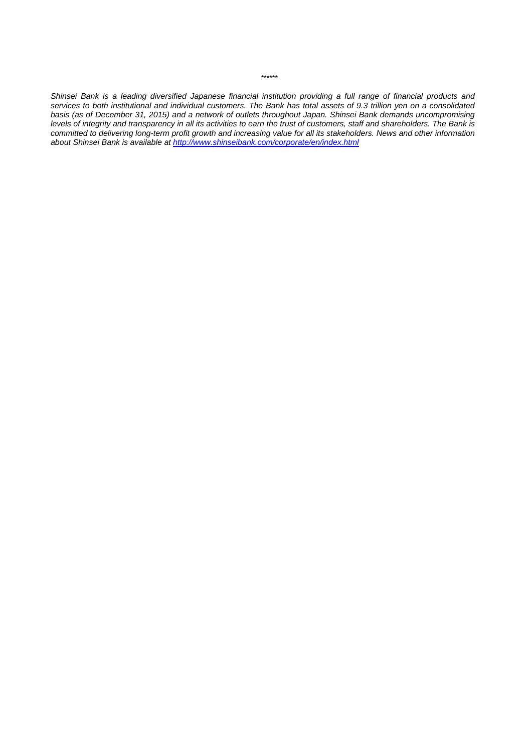******

*Shinsei Bank is a leading diversified Japanese financial institution providing a full range of financial products and services to both institutional and individual customers. The Bank has total assets of 9.3 trillion yen on a consolidated basis (as of December 31, 2015) and a network of outlets throughout Japan. Shinsei Bank demands uncompromising levels of integrity and transparency in all its activities to earn the trust of customers, staff and shareholders. The Bank is committed to delivering long-term profit growth and increasing value for all its stakeholders. News and other information about Shinsei Bank is available at [http://www.shinseibank.com/corporate/en/index.html](http://www.shinseibank.com/corporate/en/index.html)*